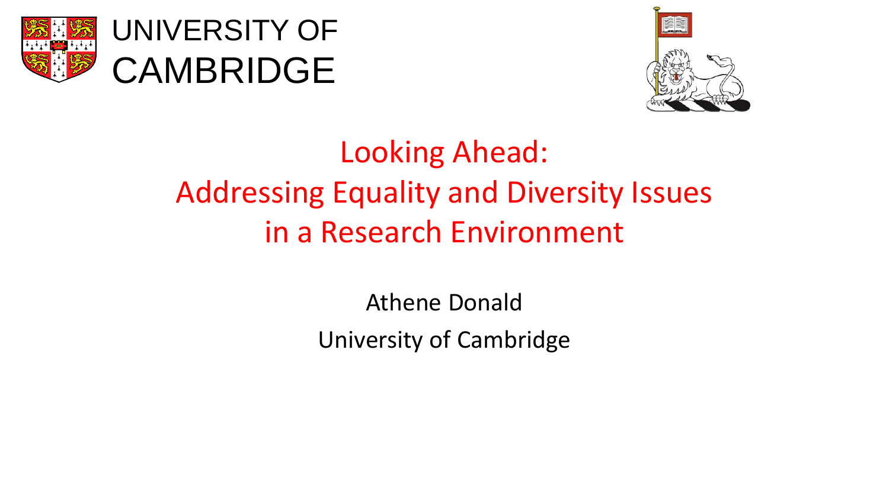UNIVERSITY OF CAMBRIDGE

# Looking Ahead: Addressing Equality and Diversity Issues in a Research Environment

Athene Donald

University of Cambridge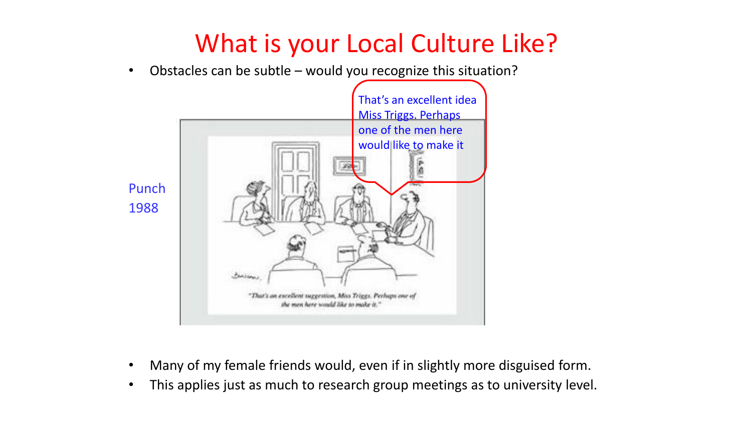# What is your Local Culture Like?

- Obstacles can be subtle – would you recognize this situation?

That's an excellent idea Miss Triggs. Perhaps one of the men here would like to make it

Punch 1988

"That's an excellent suggestion, Miss Triggs. Perhaps one of the men here would like to make it."

- Many of my female friends would, even if in slightly more disguised form.
- This applies just as much to research group meetings as to university level.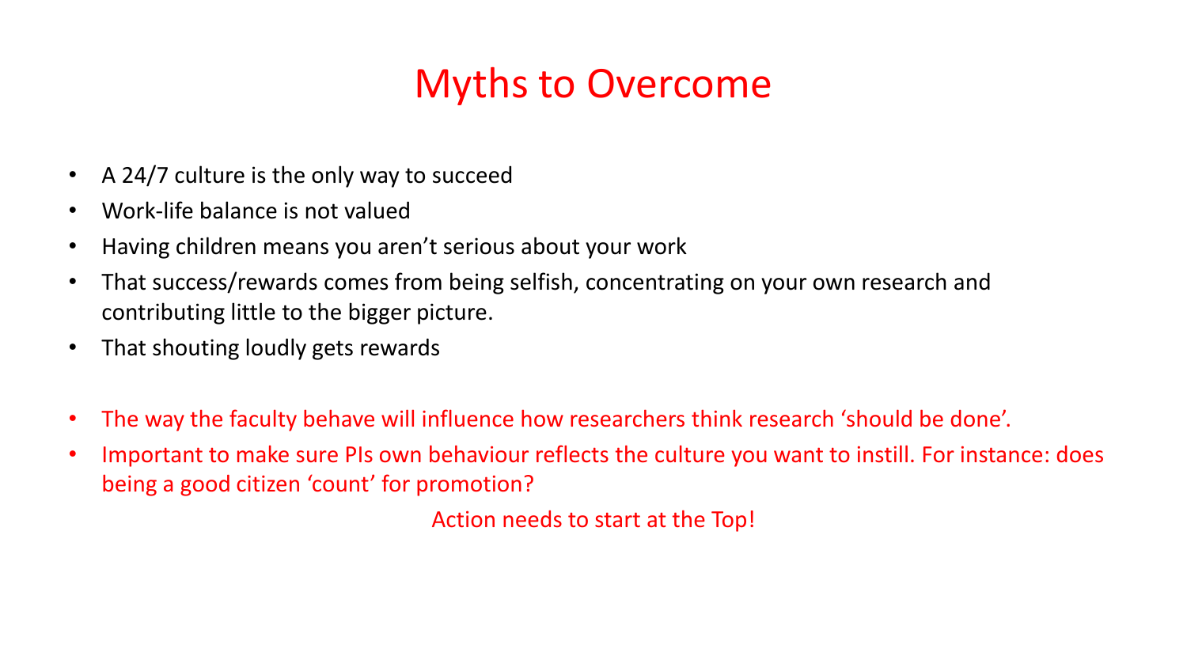# Myths to Overcome

- A 24/7 culture is the only way to succeed
- Work-life balance is not valued
- Having children means you aren't serious about your work
- That success/rewards comes from being selfish, concentrating on your own research and contributing little to the bigger picture.
- That shouting loudly gets rewards

- The way the faculty behave will influence how researchers think research 'should be done'.
- Important to make sure PIs own behaviour reflects the culture you want to instill. For instance: does being a good citizen 'count' for promotion?

Action needs to start at the Top!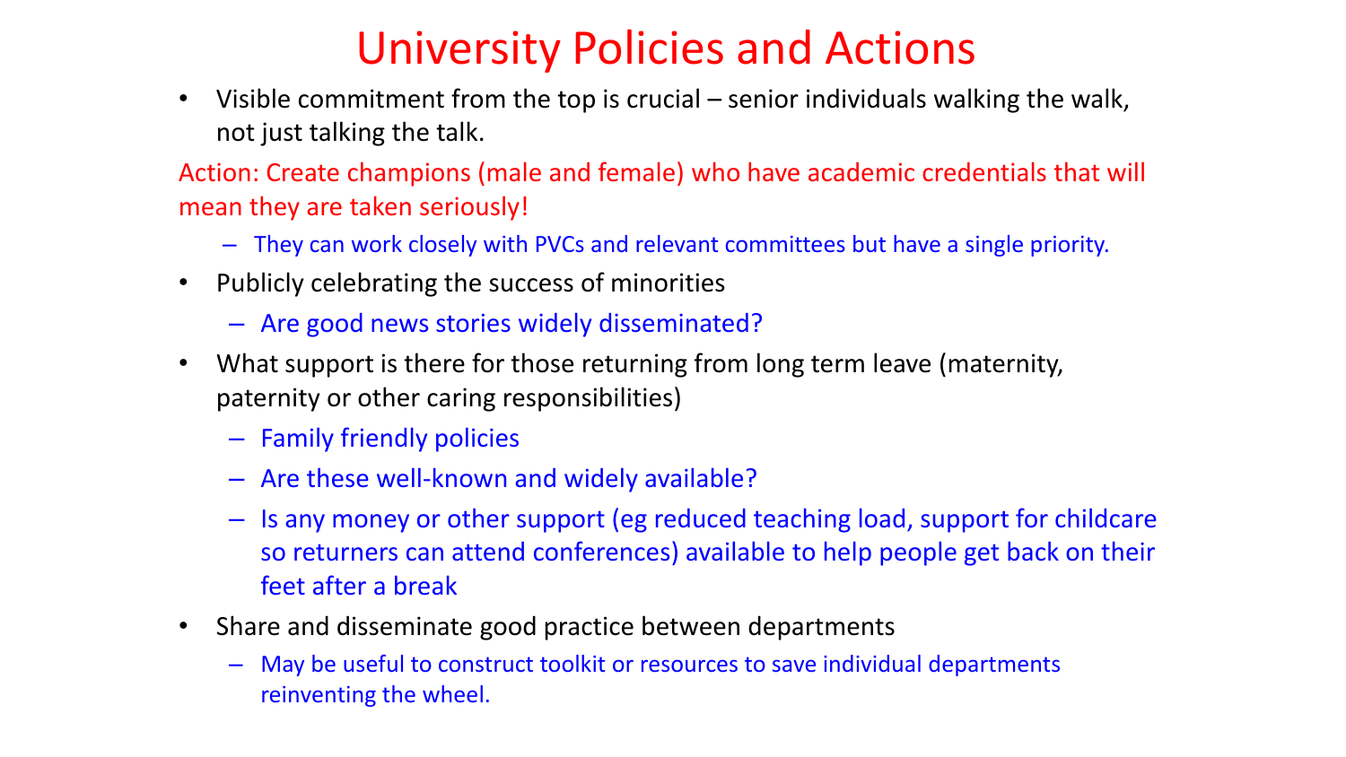# University Policies and Actions

- Visible commitment from the top is crucial – senior individuals walking the walk, not just talking the talk.

Action: Create champions (male and female) who have academic credentials that will mean they are taken seriously!

  - They can work closely with PVCs and relevant committees but have a single priority.

- Publicly celebrating the success of minorities
  - Are good news stories widely disseminated?
- What support is there for those returning from long term leave (maternity, paternity or other caring responsibilities)
  - Family friendly policies
  - Are these well-known and widely available?
  - Is any money or other support (eg reduced teaching load, support for childcare so returners can attend conferences) available to help people get back on their feet after a break
- Share and disseminate good practice between departments
  - May be useful to construct toolkit or resources to save individual departments reinventing the wheel.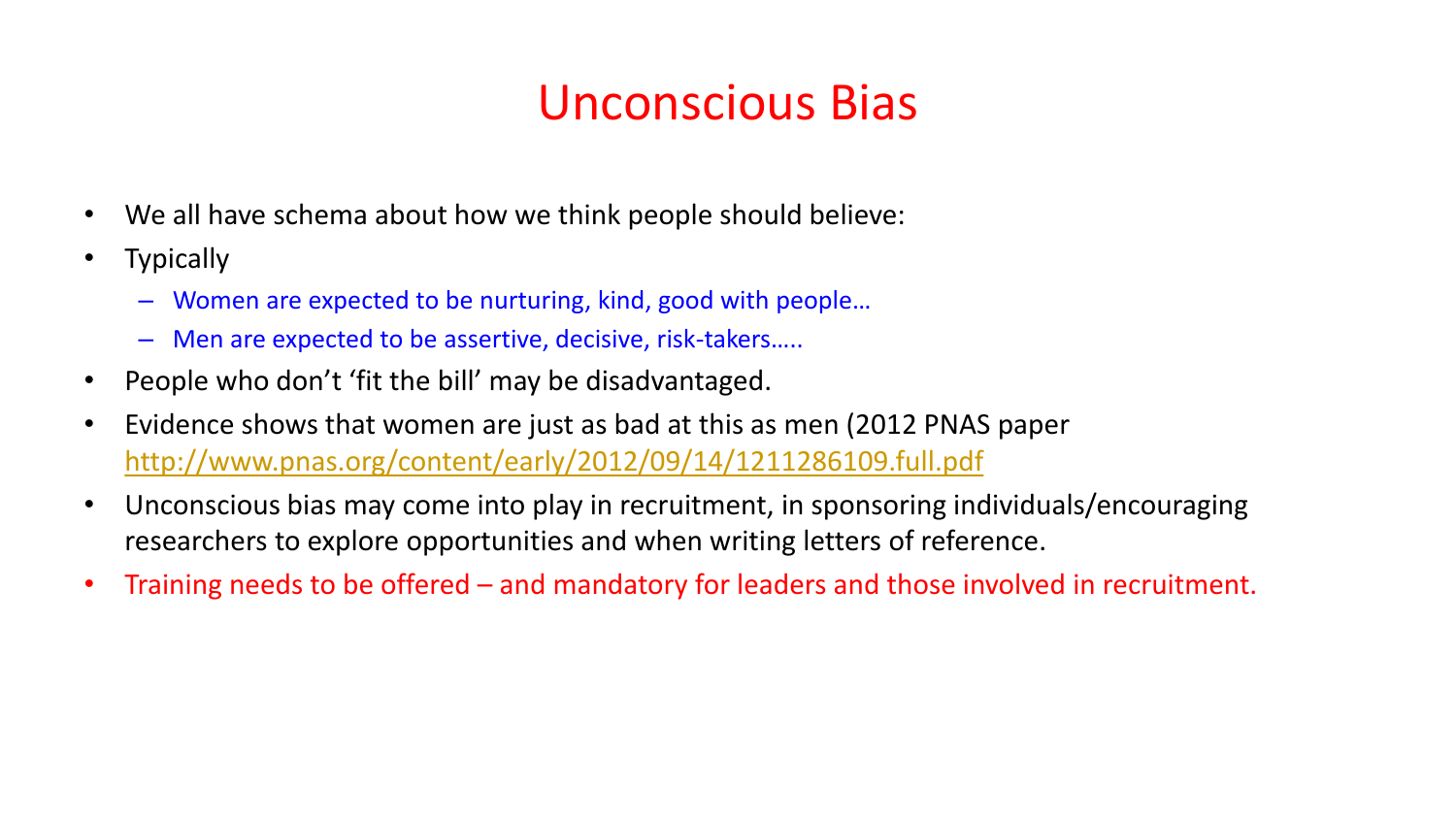# Unconscious Bias

- We all have schema about how we think people should believe:
- Typically
  - Women are expected to be nurturing, kind, good with people…
  - Men are expected to be assertive, decisive, risk-takers…..
- People who don't 'fit the bill' may be disadvantaged.
- Evidence shows that women are just as bad at this as men (2012 PNAS paper http://www.pnas.org/content/early/2012/09/14/1211286109.full.pdf
- Unconscious bias may come into play in recruitment, in sponsoring individuals/encouraging researchers to explore opportunities and when writing letters of reference.
- Training needs to be offered – and mandatory for leaders and those involved in recruitment.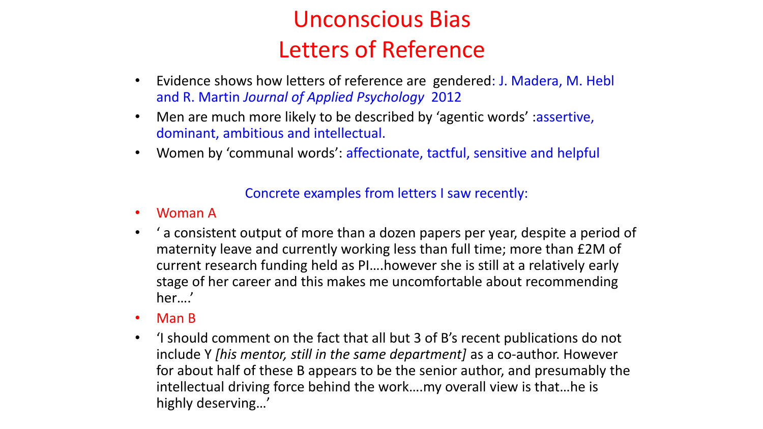# Unconscious Bias
# Letters of Reference

- Evidence shows how letters of reference are gendered: J. Madera, M. Hebl and R. Martin *Journal of Applied Psychology* 2012
- Men are much more likely to be described by 'agentic words' :assertive, dominant, ambitious and intellectual.
- Women by 'communal words': affectionate, tactful, sensitive and helpful

Concrete examples from letters I saw recently:

- Woman A
- ' a consistent output of more than a dozen papers per year, despite a period of maternity leave and currently working less than full time; more than £2M of current research funding held as PI….however she is still at a relatively early stage of her career and this makes me uncomfortable about recommending her….'
- Man B
- 'I should comment on the fact that all but 3 of B's recent publications do not include Y *[his mentor, still in the same department]* as a co-author. However for about half of these B appears to be the senior author, and presumably the intellectual driving force behind the work….my overall view is that…he is highly deserving…'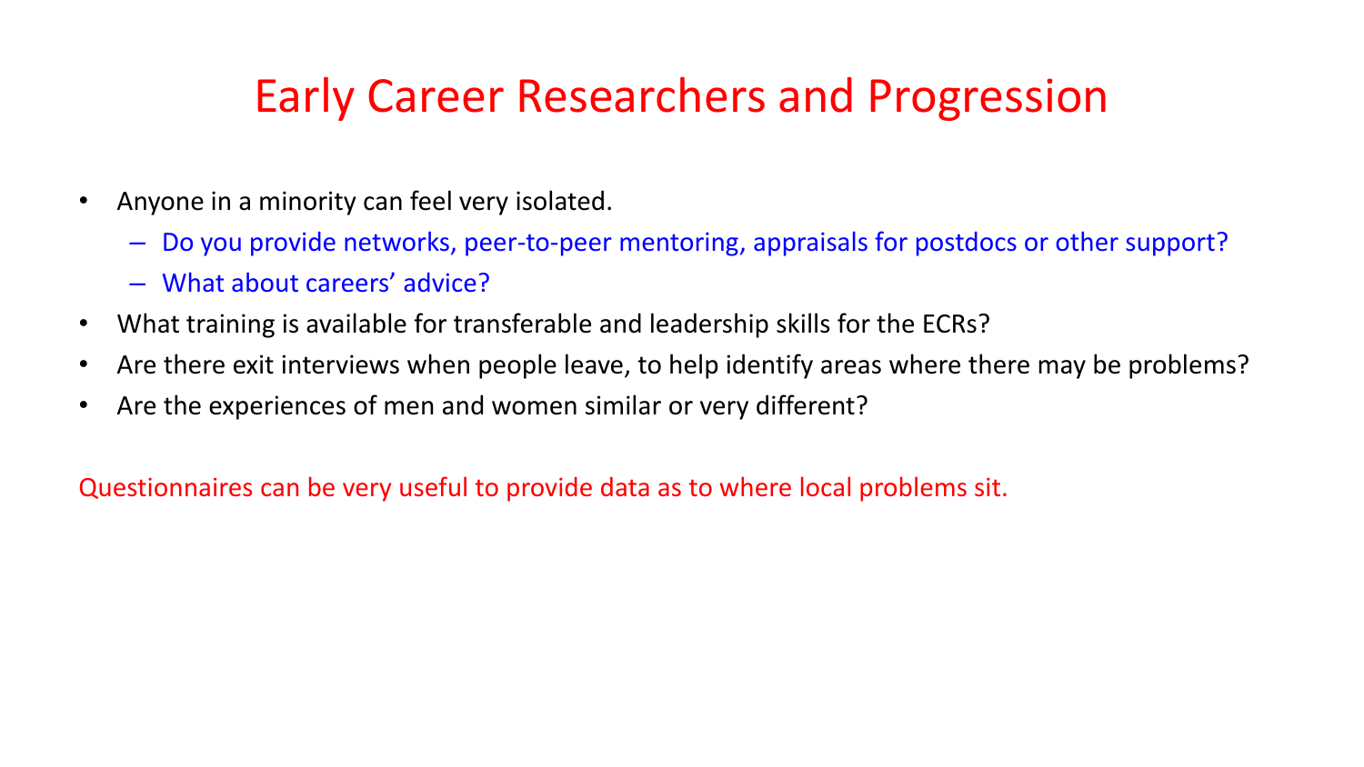# Early Career Researchers and Progression

- Anyone in a minority can feel very isolated.
  - Do you provide networks, peer-to-peer mentoring, appraisals for postdocs or other support?
  - What about careers' advice?
- What training is available for transferable and leadership skills for the ECRs?
- Are there exit interviews when people leave, to help identify areas where there may be problems?
- Are the experiences of men and women similar or very different?

Questionnaires can be very useful to provide data as to where local problems sit.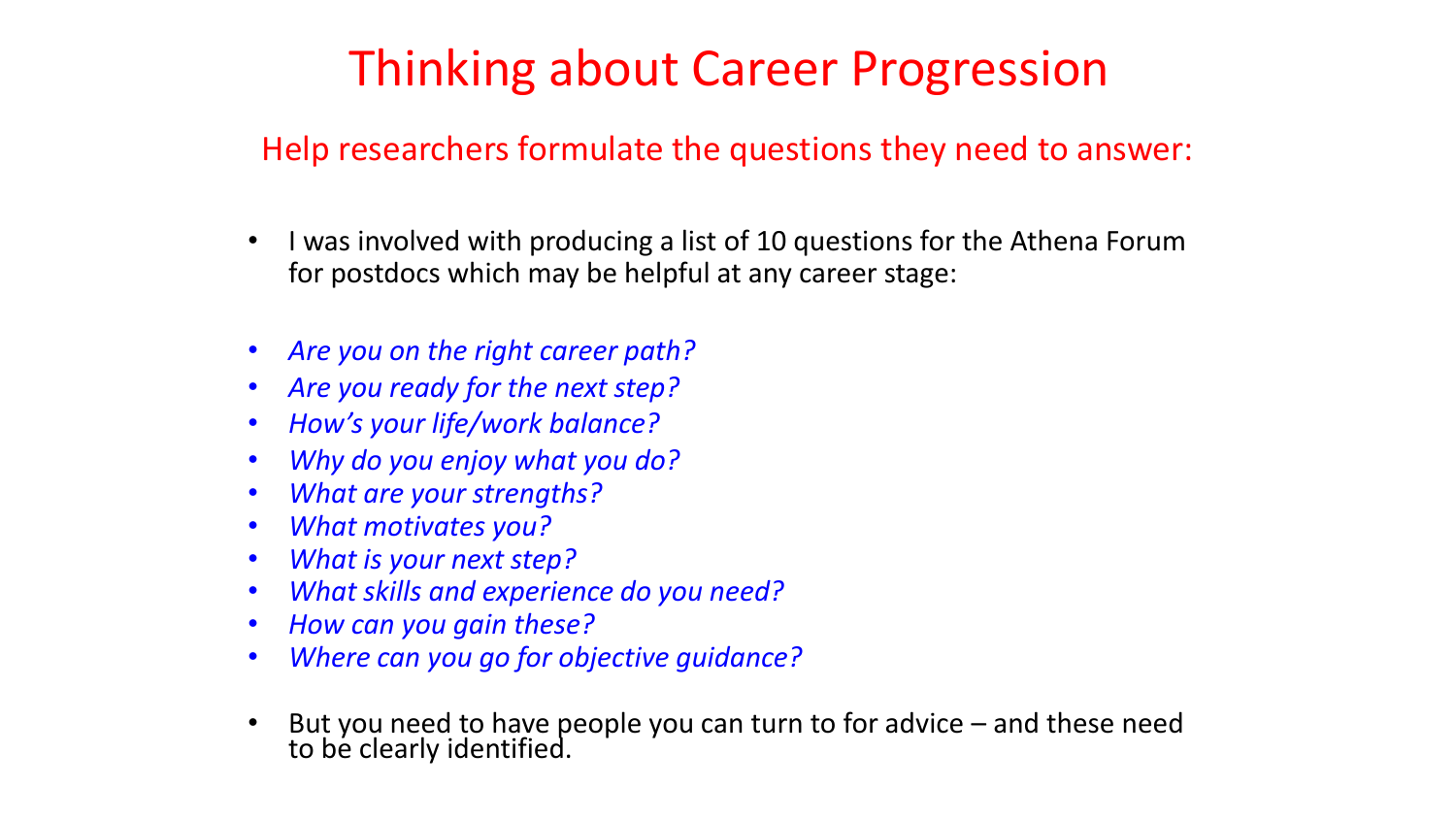# Thinking about Career Progression

## Help researchers formulate the questions they need to answer:

- I was involved with producing a list of 10 questions for the Athena Forum for postdocs which may be helpful at any career stage:

- *Are you on the right career path?*
- *Are you ready for the next step?*
- *How's your life/work balance?*
- *Why do you enjoy what you do?*
- *What are your strengths?*
- *What motivates you?*
- *What is your next step?*
- *What skills and experience do you need?*
- *How can you gain these?*
- *Where can you go for objective guidance?*

- But you need to have people you can turn to for advice – and these need to be clearly identified.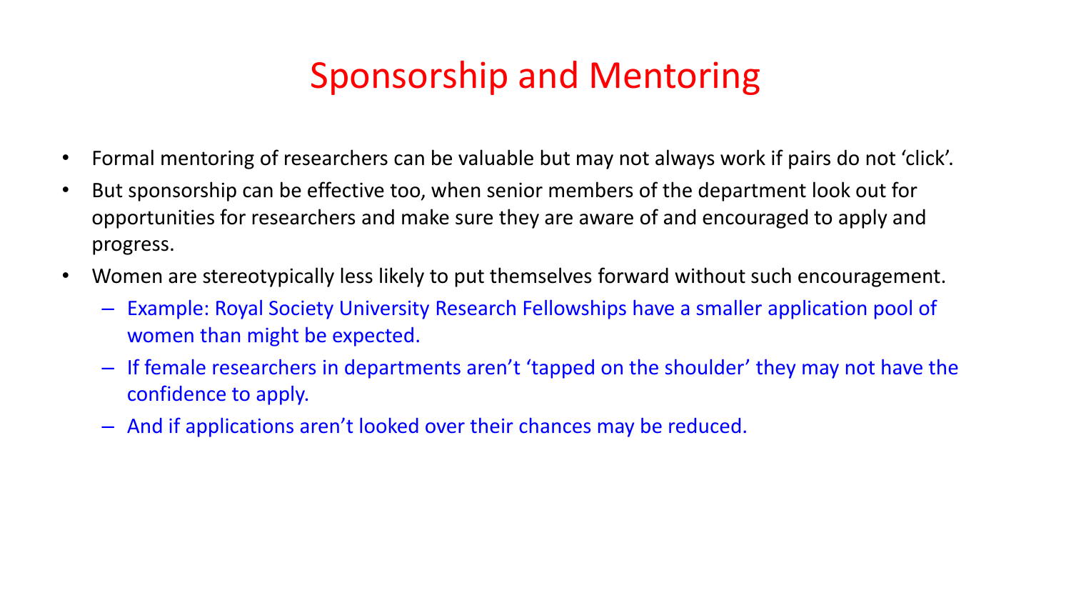# Sponsorship and Mentoring

- Formal mentoring of researchers can be valuable but may not always work if pairs do not 'click'.
- But sponsorship can be effective too, when senior members of the department look out for opportunities for researchers and make sure they are aware of and encouraged to apply and progress.
- Women are stereotypically less likely to put themselves forward without such encouragement.
  - Example: Royal Society University Research Fellowships have a smaller application pool of women than might be expected.
  - If female researchers in departments aren't 'tapped on the shoulder' they may not have the confidence to apply.
  - And if applications aren't looked over their chances may be reduced.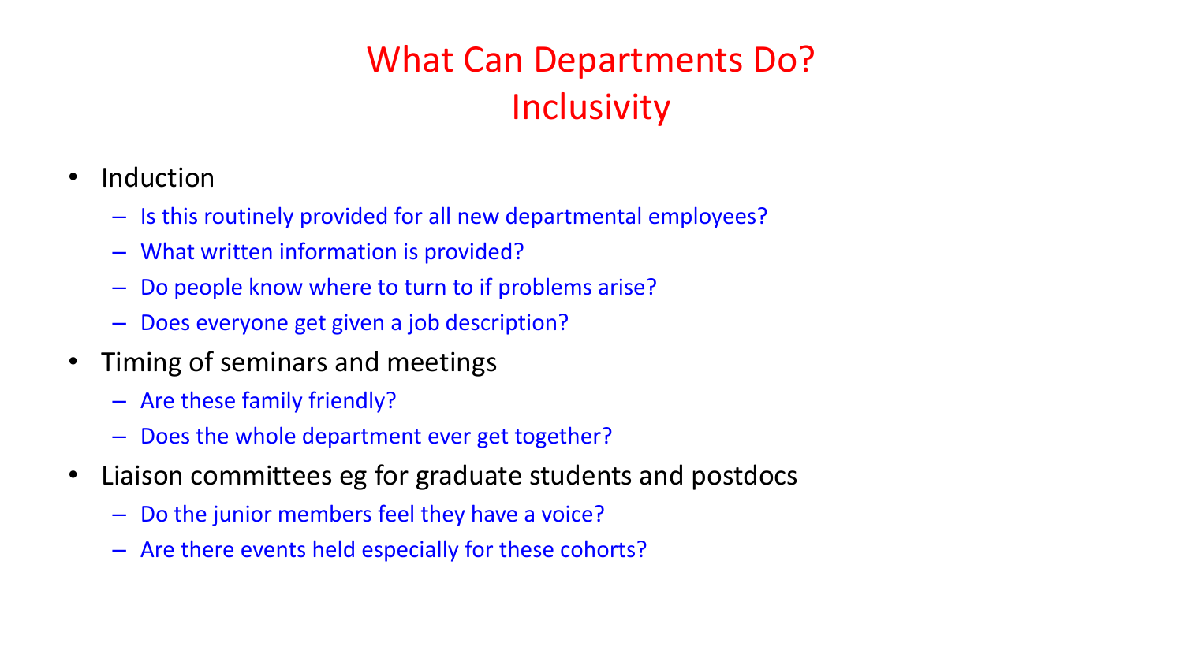# What Can Departments Do?
## Inclusivity

- Induction
  - Is this routinely provided for all new departmental employees?
  - What written information is provided?
  - Do people know where to turn to if problems arise?
  - Does everyone get given a job description?
- Timing of seminars and meetings
  - Are these family friendly?
  - Does the whole department ever get together?
- Liaison committees eg for graduate students and postdocs
  - Do the junior members feel they have a voice?
  - Are there events held especially for these cohorts?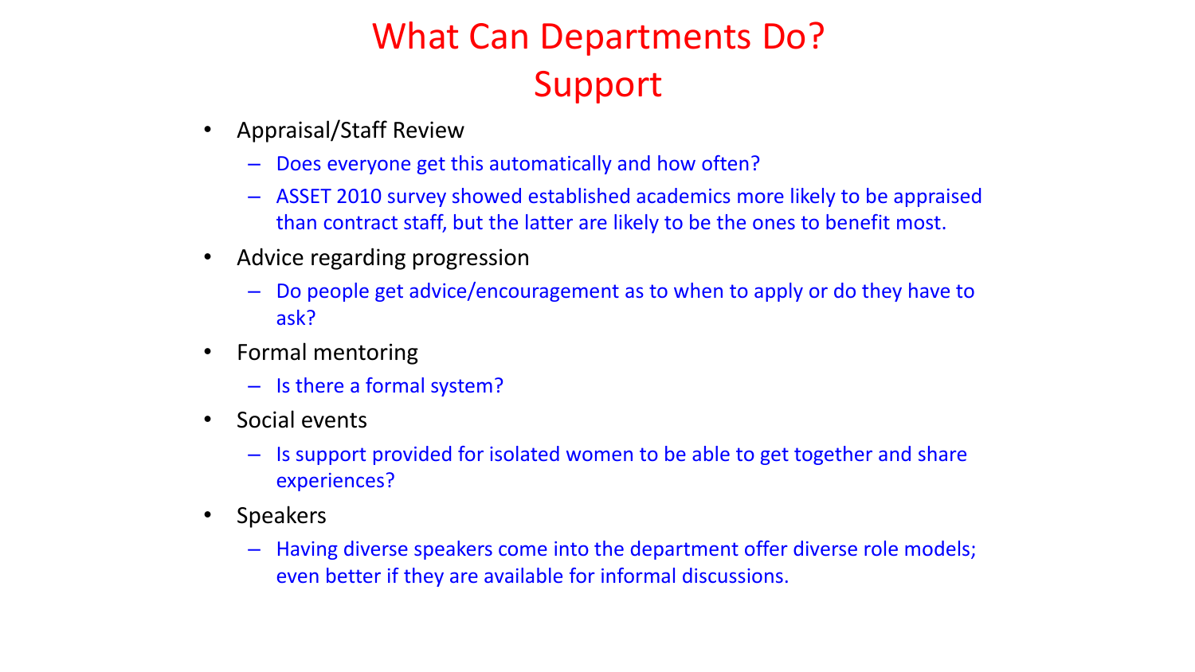# What Can Departments Do?
# Support

- Appraisal/Staff Review
  - Does everyone get this automatically and how often?
  - ASSET 2010 survey showed established academics more likely to be appraised than contract staff, but the latter are likely to be the ones to benefit most.
- Advice regarding progression
  - Do people get advice/encouragement as to when to apply or do they have to ask?
- Formal mentoring
  - Is there a formal system?
- Social events
  - Is support provided for isolated women to be able to get together and share experiences?
- Speakers
  - Having diverse speakers come into the department offer diverse role models; even better if they are available for informal discussions.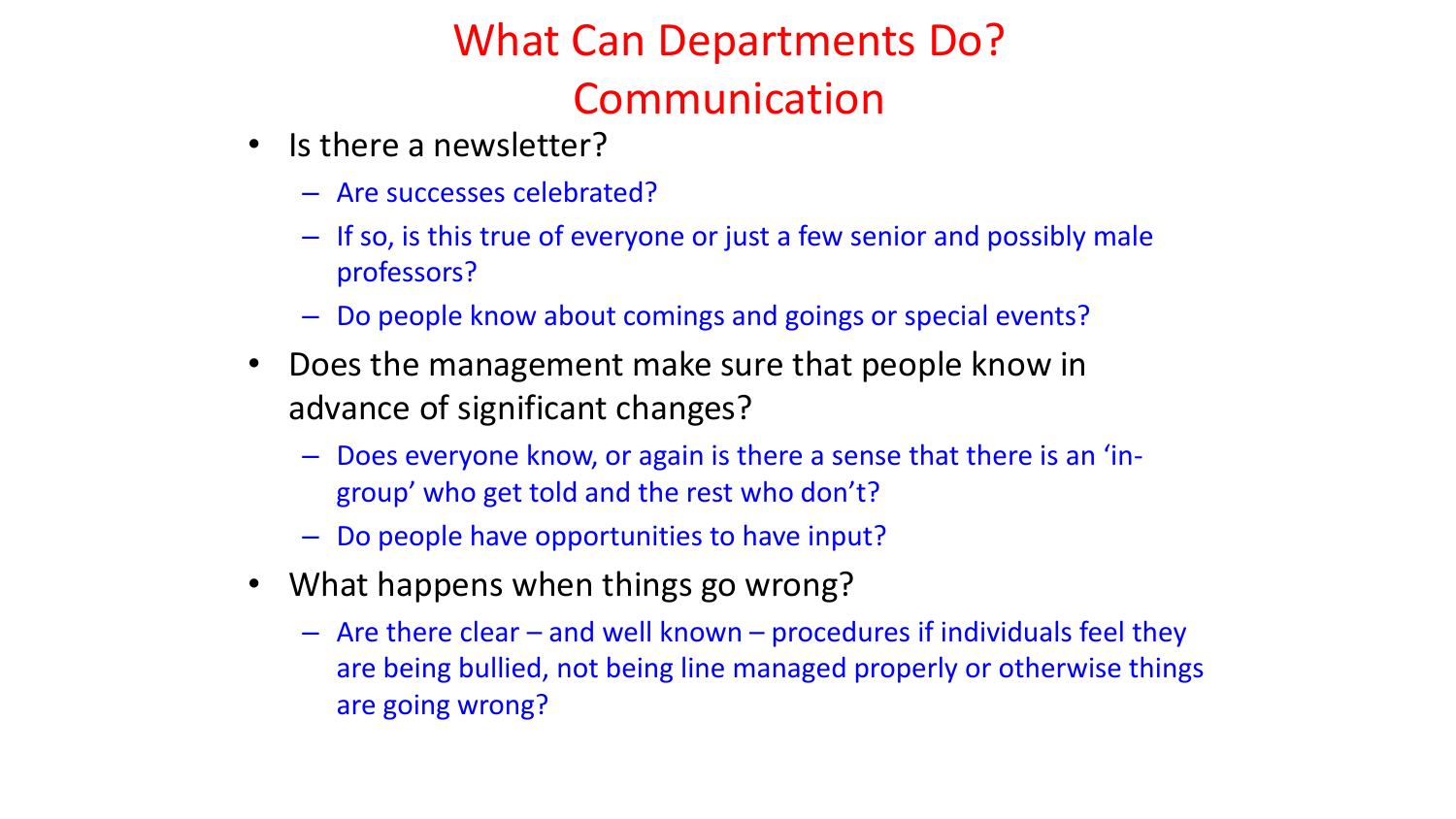# What Can Departments Do?
# Communication

- Is there a newsletter?
  - Are successes celebrated?
  - If so, is this true of everyone or just a few senior and possibly male professors?
  - Do people know about comings and goings or special events?
- Does the management make sure that people know in advance of significant changes?
  - Does everyone know, or again is there a sense that there is an 'in-group' who get told and the rest who don't?
  - Do people have opportunities to have input?
- What happens when things go wrong?
  - Are there clear – and well known – procedures if individuals feel they are being bullied, not being line managed properly or otherwise things are going wrong?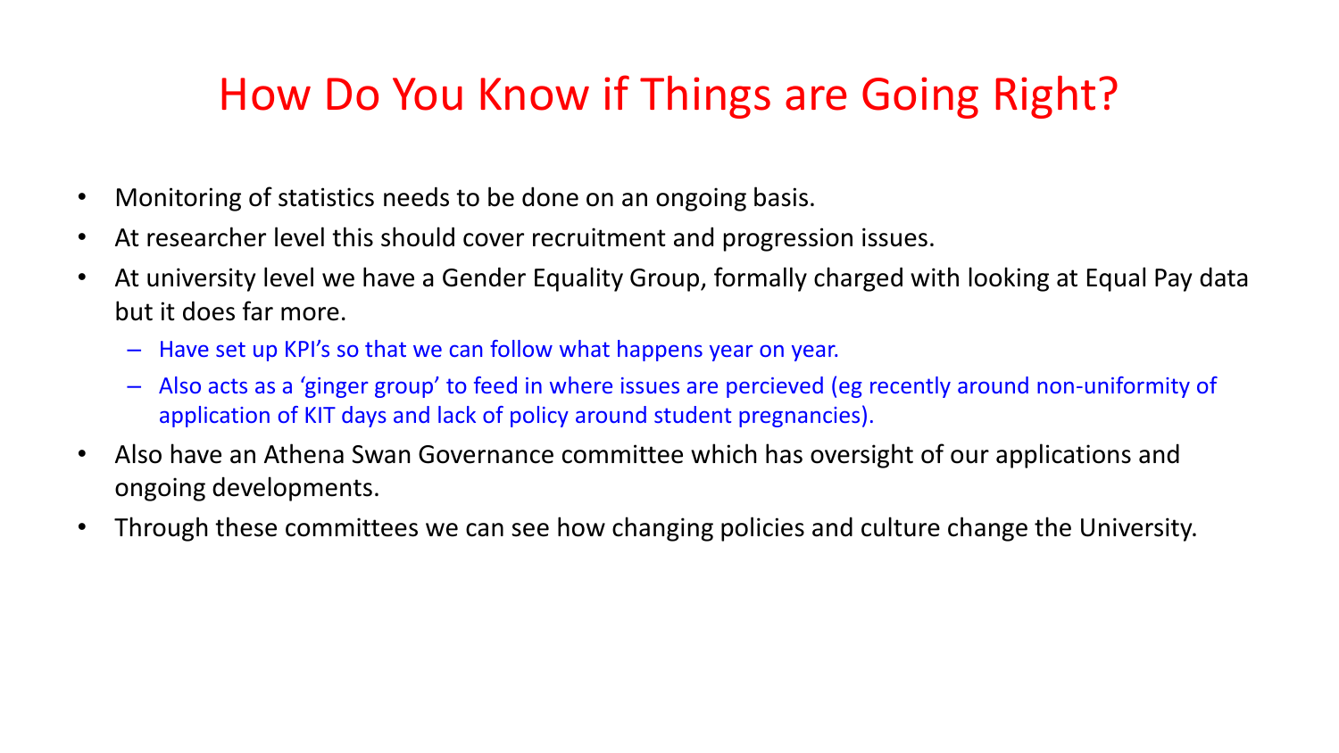# How Do You Know if Things are Going Right?

- Monitoring of statistics needs to be done on an ongoing basis.
- At researcher level this should cover recruitment and progression issues.
- At university level we have a Gender Equality Group, formally charged with looking at Equal Pay data but it does far more.
  - Have set up KPI's so that we can follow what happens year on year.
  - Also acts as a 'ginger group' to feed in where issues are percieved (eg recently around non-uniformity of application of KIT days and lack of policy around student pregnancies).
- Also have an Athena Swan Governance committee which has oversight of our applications and ongoing developments.
- Through these committees we can see how changing policies and culture change the University.